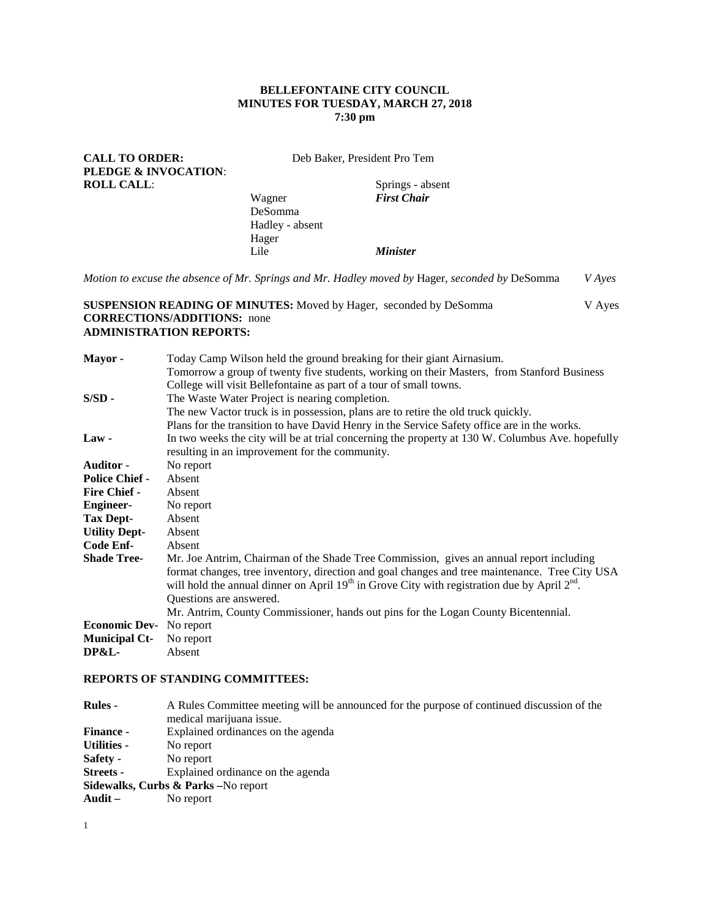**BELLEFONTAINE CITY COUNCIL**
**MINUTES FOR TUESDAY, MARCH 27, 2018**
**7:30 pm**

**CALL TO ORDER:** Deb Baker, President Pro Tem
**PLEDGE & INVOCATION**:
**ROLL CALL**:

Springs - absent
Wagner — ***First Chair***
DeSomma
Hadley - absent
Hager
Lile — ***Minister***

*Motion to excuse the absence of Mr. Springs and Mr. Hadley moved by* Hager, *seconded by* DeSomma *V Ayes*

**SUSPENSION READING OF MINUTES:** Moved by Hager, seconded by DeSomma V Ayes
**CORRECTIONS/ADDITIONS:** none
**ADMINISTRATION REPORTS:**

**Mayor** - Today Camp Wilson held the ground breaking for their giant Airnasium.
Tomorrow a group of twenty five students, working on their Masters, from Stanford Business College will visit Bellefontaine as part of a tour of small towns.

**S/SD** - The Waste Water Project is nearing completion.
The new Vactor truck is in possession, plans are to retire the old truck quickly.
Plans for the transition to have David Henry in the Service Safety office are in the works.

**Law** - In two weeks the city will be at trial concerning the property at 130 W. Columbus Ave. hopefully resulting in an improvement for the community.

**Auditor** - No report
**Police Chief** - Absent
**Fire Chief** - Absent
**Engineer**- No report
**Tax Dept**- Absent
**Utility Dept**- Absent
**Code Enf**- Absent

**Shade Tree**- Mr. Joe Antrim, Chairman of the Shade Tree Commission, gives an annual report including format changes, tree inventory, direction and goal changes and tree maintenance. Tree City USA will hold the annual dinner on April 19th in Grove City with registration due by April 2nd. Questions are answered.
Mr. Antrim, County Commissioner, hands out pins for the Logan County Bicentennial.

**Economic Dev**- No report
**Municipal Ct**- No report
**DP&L**- Absent

**REPORTS OF STANDING COMMITTEES:**

**Rules** - A Rules Committee meeting will be announced for the purpose of continued discussion of the medical marijuana issue.
**Finance** - Explained ordinances on the agenda
**Utilities** - No report
**Safety** - No report
**Streets** - Explained ordinance on the agenda
**Sidewalks, Curbs & Parks** –No report
**Audit** – No report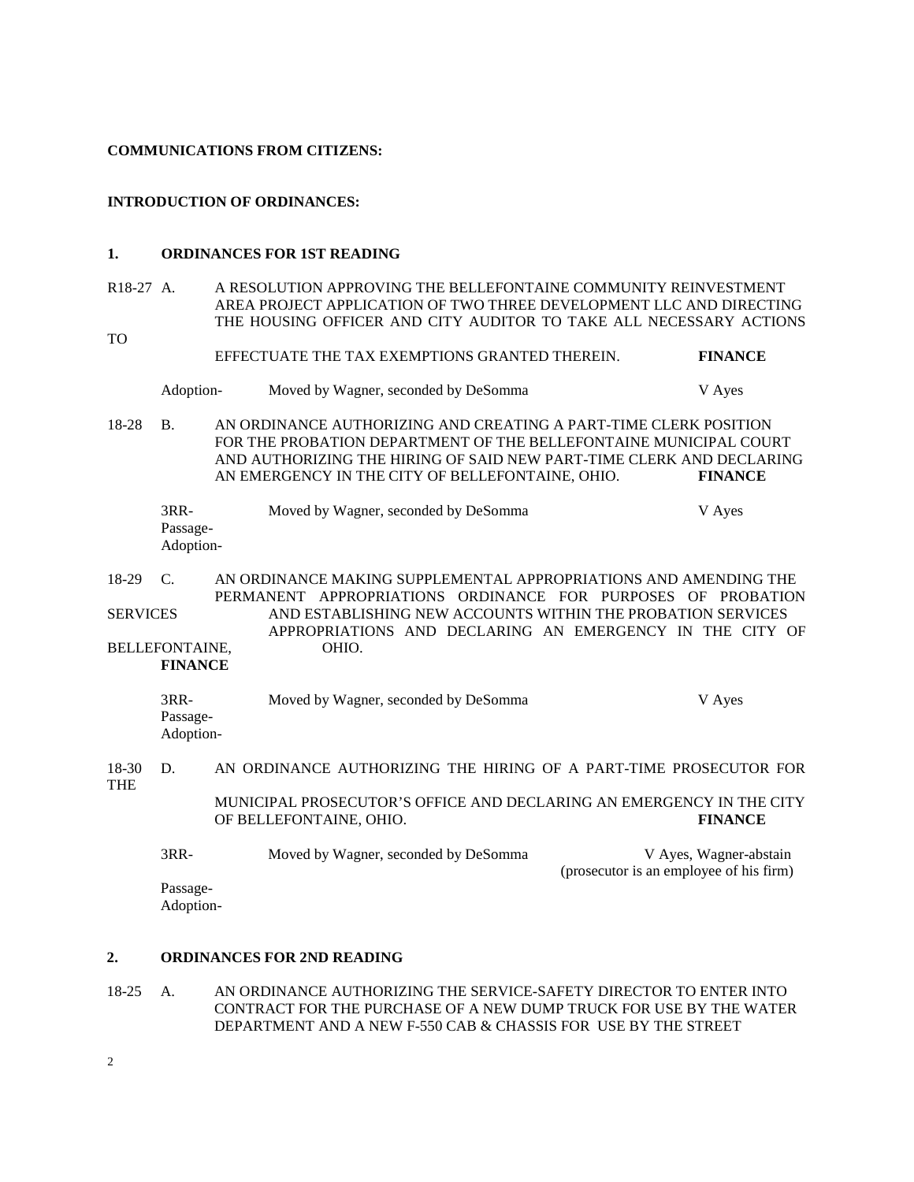**COMMUNICATIONS FROM CITIZENS:**

**INTRODUCTION OF ORDINANCES:**

**1. ORDINANCES FOR 1ST READING**

R18-27 A. A RESOLUTION APPROVING THE BELLEFONTAINE COMMUNITY REINVESTMENT AREA PROJECT APPLICATION OF TWO THREE DEVELOPMENT LLC AND DIRECTING THE HOUSING OFFICER AND CITY AUDITOR TO TAKE ALL NECESSARY ACTIONS TO EFFECTUATE THE TAX EXEMPTIONS GRANTED THEREIN. **FINANCE**

Adoption- Moved by Wagner, seconded by DeSomma V Ayes

18-28 B. AN ORDINANCE AUTHORIZING AND CREATING A PART-TIME CLERK POSITION FOR THE PROBATION DEPARTMENT OF THE BELLEFONTAINE MUNICIPAL COURT AND AUTHORIZING THE HIRING OF SAID NEW PART-TIME CLERK AND DECLARING AN EMERGENCY IN THE CITY OF BELLEFONTAINE, OHIO. **FINANCE**

3RR- Moved by Wagner, seconded by DeSomma V Ayes
Passage-
Adoption-

18-29 C. AN ORDINANCE MAKING SUPPLEMENTAL APPROPRIATIONS AND AMENDING THE PERMANENT APPROPRIATIONS ORDINANCE FOR PURPOSES OF PROBATION SERVICES AND ESTABLISHING NEW ACCOUNTS WITHIN THE PROBATION SERVICES APPROPRIATIONS AND DECLARING AN EMERGENCY IN THE CITY OF BELLEFONTAINE, OHIO. **FINANCE**

3RR- Moved by Wagner, seconded by DeSomma V Ayes
Passage-
Adoption-

18-30 D. AN ORDINANCE AUTHORIZING THE HIRING OF A PART-TIME PROSECUTOR FOR THE MUNICIPAL PROSECUTOR'S OFFICE AND DECLARING AN EMERGENCY IN THE CITY OF BELLEFONTAINE, OHIO. **FINANCE**

3RR- Moved by Wagner, seconded by DeSomma V Ayes, Wagner-abstain (prosecutor is an employee of his firm)
Passage-
Adoption-

**2. ORDINANCES FOR 2ND READING**

18-25 A. AN ORDINANCE AUTHORIZING THE SERVICE-SAFETY DIRECTOR TO ENTER INTO CONTRACT FOR THE PURCHASE OF A NEW DUMP TRUCK FOR USE BY THE WATER DEPARTMENT AND A NEW F-550 CAB & CHASSIS FOR USE BY THE STREET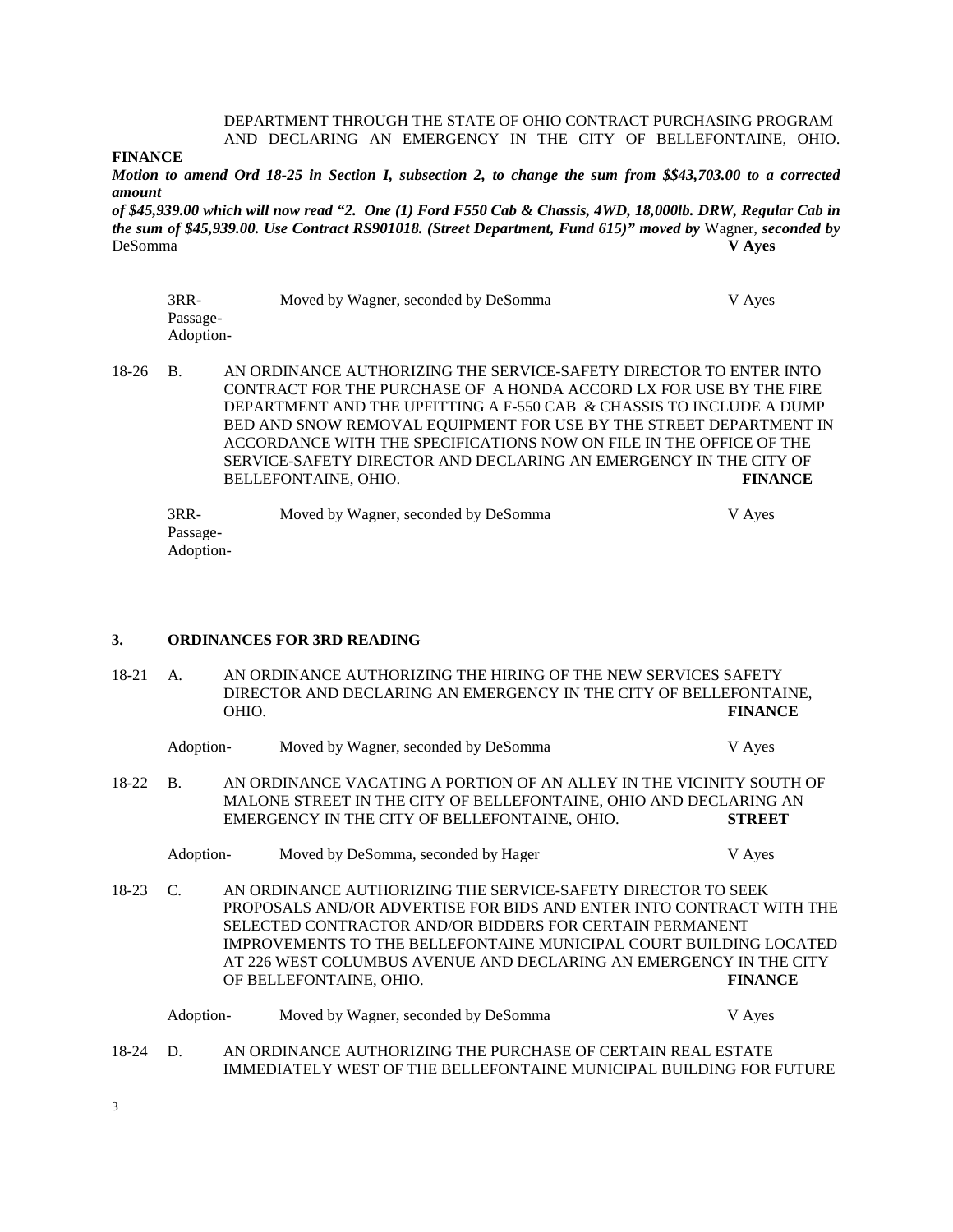DEPARTMENT THROUGH THE STATE OF OHIO CONTRACT PURCHASING PROGRAM AND DECLARING AN EMERGENCY IN THE CITY OF BELLEFONTAINE, OHIO.

**FINANCE**

***Motion to amend Ord 18-25 in Section I, subsection 2, to change the sum from $$43,703.00 to a corrected amount of $45,939.00 which will now read "2. One (1) Ford F550 Cab & Chassis, 4WD, 18,000lb. DRW, Regular Cab in the sum of $45,939.00. Use Contract RS901018. (Street Department, Fund 615)" moved by*** Wagner, ***seconded by*** DeSomma **V Ayes**

| | | |
|---|---|---|
| 3RR-<br>Passage-<br>Adoption- | Moved by Wagner, seconded by DeSomma | V Ayes |

18-26 B. AN ORDINANCE AUTHORIZING THE SERVICE-SAFETY DIRECTOR TO ENTER INTO CONTRACT FOR THE PURCHASE OF A HONDA ACCORD LX FOR USE BY THE FIRE DEPARTMENT AND THE UPFITTING A F-550 CAB & CHASSIS TO INCLUDE A DUMP BED AND SNOW REMOVAL EQUIPMENT FOR USE BY THE STREET DEPARTMENT IN ACCORDANCE WITH THE SPECIFICATIONS NOW ON FILE IN THE OFFICE OF THE SERVICE-SAFETY DIRECTOR AND DECLARING AN EMERGENCY IN THE CITY OF BELLEFONTAINE, OHIO. **FINANCE**

| | | |
|---|---|---|
| 3RR-<br>Passage-<br>Adoption- | Moved by Wagner, seconded by DeSomma | V Ayes |

## 3. ORDINANCES FOR 3RD READING

18-21 A. AN ORDINANCE AUTHORIZING THE HIRING OF THE NEW SERVICES SAFETY DIRECTOR AND DECLARING AN EMERGENCY IN THE CITY OF BELLEFONTAINE, OHIO. **FINANCE**

Adoption- Moved by Wagner, seconded by DeSomma V Ayes

18-22 B. AN ORDINANCE VACATING A PORTION OF AN ALLEY IN THE VICINITY SOUTH OF MALONE STREET IN THE CITY OF BELLEFONTAINE, OHIO AND DECLARING AN EMERGENCY IN THE CITY OF BELLEFONTAINE, OHIO. **STREET**

Adoption- Moved by DeSomma, seconded by Hager V Ayes

18-23 C. AN ORDINANCE AUTHORIZING THE SERVICE-SAFETY DIRECTOR TO SEEK PROPOSALS AND/OR ADVERTISE FOR BIDS AND ENTER INTO CONTRACT WITH THE SELECTED CONTRACTOR AND/OR BIDDERS FOR CERTAIN PERMANENT IMPROVEMENTS TO THE BELLEFONTAINE MUNICIPAL COURT BUILDING LOCATED AT 226 WEST COLUMBUS AVENUE AND DECLARING AN EMERGENCY IN THE CITY OF BELLEFONTAINE, OHIO. **FINANCE**

Adoption- Moved by Wagner, seconded by DeSomma V Ayes

18-24 D. AN ORDINANCE AUTHORIZING THE PURCHASE OF CERTAIN REAL ESTATE IMMEDIATELY WEST OF THE BELLEFONTAINE MUNICIPAL BUILDING FOR FUTURE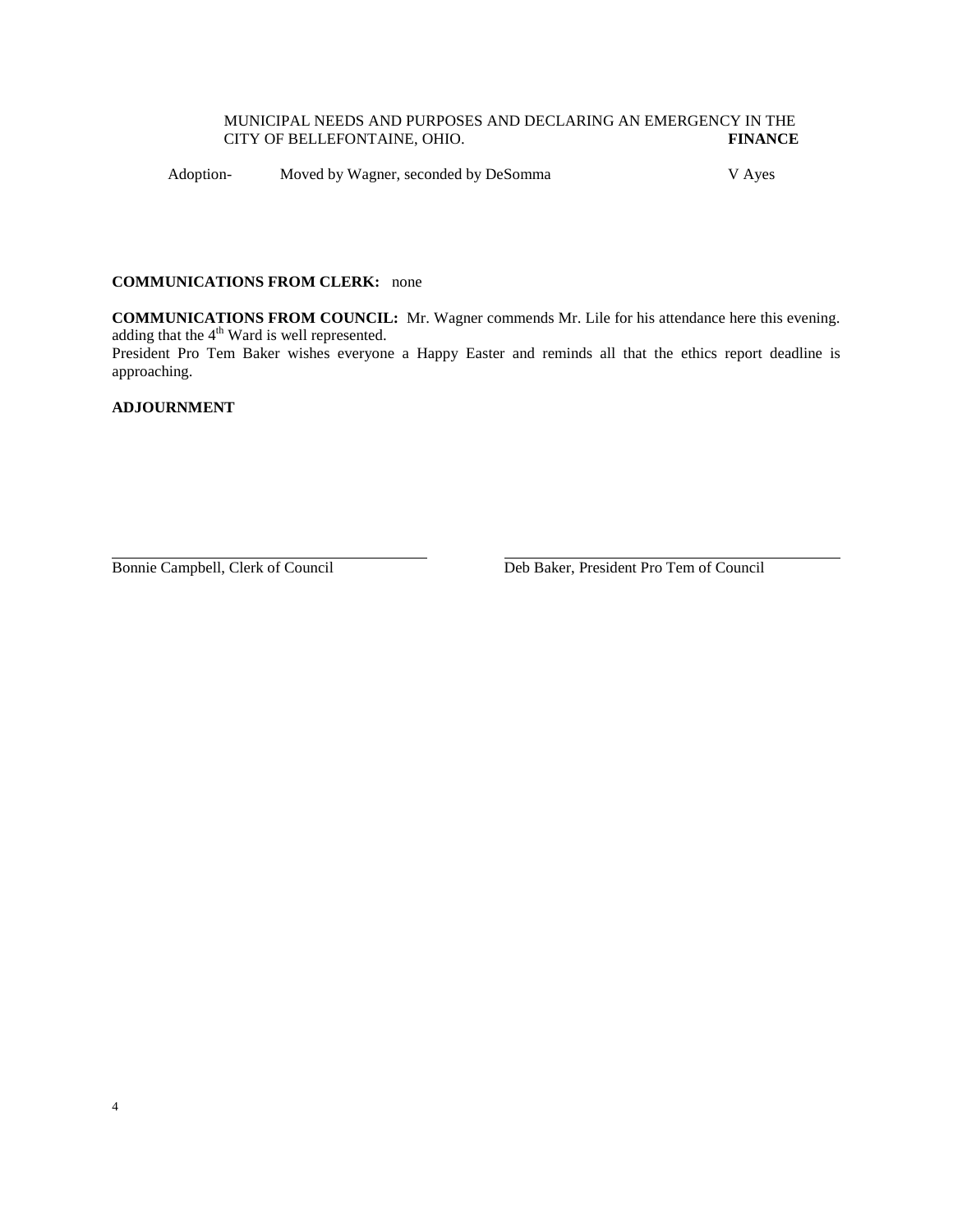MUNICIPAL NEEDS AND PURPOSES AND DECLARING AN EMERGENCY IN THE CITY OF BELLEFONTAINE, OHIO. **FINANCE**

Adoption- Moved by Wagner, seconded by DeSomma V Ayes

**COMMUNICATIONS FROM CLERK:** none

**COMMUNICATIONS FROM COUNCIL:** Mr. Wagner commends Mr. Lile for his attendance here this evening. adding that the 4th Ward is well represented.
President Pro Tem Baker wishes everyone a Happy Easter and reminds all that the ethics report deadline is approaching.

**ADJOURNMENT**

Bonnie Campbell, Clerk of Council

Deb Baker, President Pro Tem of Council